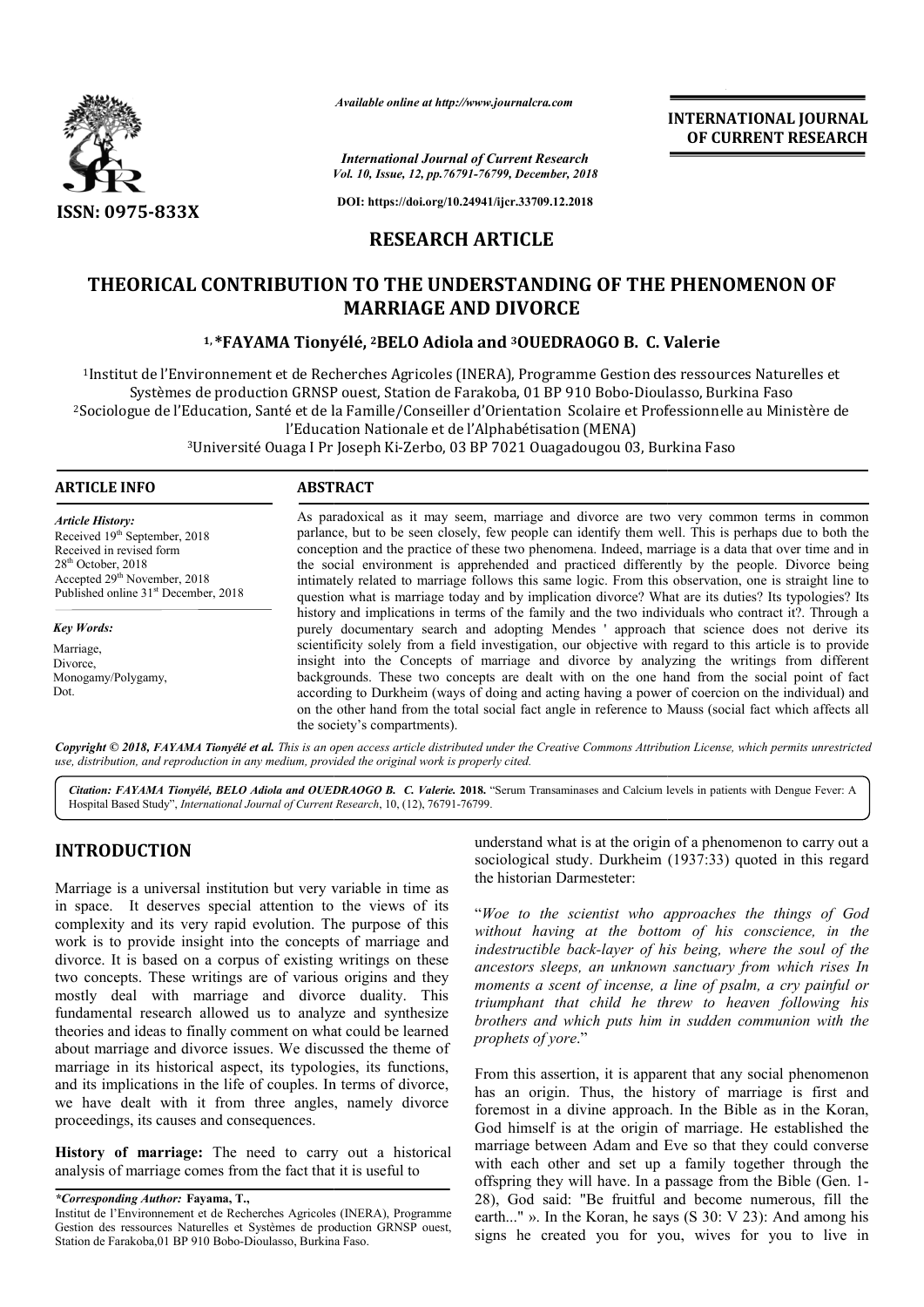*Available online at http://www.journalcra.com*

*International Journal of Current Research*
*Vol. 10, Issue, 12, pp.76791-76799, December, 2018*

**DOI: https://doi.org/10.24941/ijcr.33709.12.2018**

**INTERNATIONAL JOURNAL OF CURRENT RESEARCH**

**ISSN: 0975-833X**

## RESEARCH ARTICLE

# THEORICAL CONTRIBUTION TO THE UNDERSTANDING OF THE PHENOMENON OF MARRIAGE AND DIVORCE

**[1,*] FAYAMA Tionyélé, [2] BELO Adiola and [3] OUEDRAOGO B. C. Valerie**

[1] Institut de l'Environnement et de Recherches Agricoles (INERA), Programme Gestion des ressources Naturelles et Systèmes de production GRNSP ouest, Station de Farakoba, 01 BP 910 Bobo-Dioulasso, Burkina Faso

[2] Sociologue de l'Education, Santé et de la Famille/Conseiller d'Orientation Scolaire et Professionnelle au Ministère de l'Education Nationale et de l'Alphabétisation (MENA)

[3] Université Ouaga I Pr Joseph Ki-Zerbo, 03 BP 7021 Ouagadougou 03, Burkina Faso

**ARTICLE INFO**

*Article History:*

Received 19th September, 2018
Received in revised form 28th October, 2018
Accepted 29th November, 2018
Published online 31st December, 2018

*Key Words:*

Marriage,
Divorce,
Monogamy/Polygamy,
Dot.

**ABSTRACT**

As paradoxical as it may seem, marriage and divorce are two very common terms in common parlance, but to be seen closely, few people can identify them well. This is perhaps due to both the conception and the practice of these two phenomena. Indeed, marriage is a data that over time and in the social environment is apprehended and practiced differently by the people. Divorce being intimately related to marriage follows this same logic. From this observation, one is straight line to question what is marriage today and by implication divorce? What are its duties? Its typologies? Its history and implications in terms of the family and the two individuals who contract it?. Through a purely documentary search and adopting Mendes ' approach that science does not derive its scientificity solely from a field investigation, our objective with regard to this article is to provide insight into the Concepts of marriage and divorce by analyzing the writings from different backgrounds. These two concepts are dealt with on the one hand from the social point of fact according to Durkheim (ways of doing and acting having a power of coercion on the individual) and on the other hand from the total social fact angle in reference to Mauss (social fact which affects all the society's compartments).

*Copyright © 2018, FAYAMA Tionyélé et al. This is an open access article distributed under the Creative Commons Attribution License, which permits unrestricted use, distribution, and reproduction in any medium, provided the original work is properly cited.*

*Citation: FAYAMA Tionyélé, BELO Adiola and OUEDRAOGO B. C. Valerie.* **2018.** "Serum Transaminases and Calcium levels in patients with Dengue Fever: A Hospital Based Study", *International Journal of Current Research*, 10, (12), 76791-76799.

## INTRODUCTION

Marriage is a universal institution but very variable in time as in space. It deserves special attention to the views of its complexity and its very rapid evolution. The purpose of this work is to provide insight into the concepts of marriage and divorce. It is based on a corpus of existing writings on these two concepts. These writings are of various origins and they mostly deal with marriage and divorce duality. This fundamental research allowed us to analyze and synthesize theories and ideas to finally comment on what could be learned about marriage and divorce issues. We discussed the theme of marriage in its historical aspect, its typologies, its functions, and its implications in the life of couples. In terms of divorce, we have dealt with it from three angles, namely divorce proceedings, its causes and consequences.

**History of marriage:** The need to carry out a historical analysis of marriage comes from the fact that it is useful to understand what is at the origin of a phenomenon to carry out a sociological study. Durkheim (1937:33) quoted in this regard the historian Darmesteter:

"*Woe to the scientist who approaches the things of God without having at the bottom of his conscience, in the indestructible back-layer of his being, where the soul of the ancestors sleeps, an unknown sanctuary from which rises In moments a scent of incense, a line of psalm, a cry painful or triumphant that child he threw to heaven following his brothers and which puts him in sudden communion with the prophets of yore*."

From this assertion, it is apparent that any social phenomenon has an origin. Thus, the history of marriage is first and foremost in a divine approach. In the Bible as in the Koran, God himself is at the origin of marriage. He established the marriage between Adam and Eve so that they could converse with each other and set up a family together through the offspring they will have. In a passage from the Bible (Gen. 1-28), God said: "Be fruitful and become numerous, fill the earth..." ». In the Koran, he says (S 30: V 23): And among his signs he created you for you, wives for you to live in

*\*Corresponding Author:* **Fayama, T.,**
Institut de l'Environnement et de Recherches Agricoles (INERA), Programme Gestion des ressources Naturelles et Systèmes de production GRNSP ouest, Station de Farakoba,01 BP 910 Bobo-Dioulasso, Burkina Faso.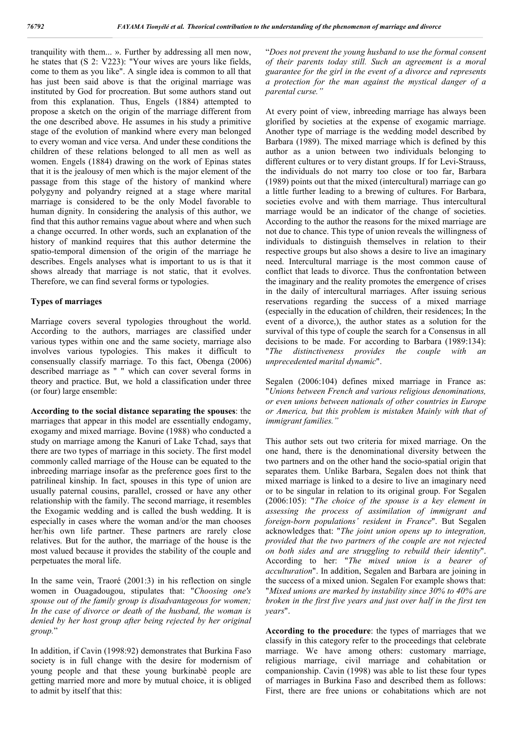tranquility with them... ». Further by addressing all men now, he states that (S 2: V223): "Your wives are yours like fields, come to them as you like". A single idea is common to all that has just been said above is that the original marriage was instituted by God for procreation. But some authors stand out from this explanation. Thus, Engels (1884) attempted to propose a sketch on the origin of the marriage different from the one described above. He assumes in his study a primitive stage of the evolution of mankind where every man belonged to every woman and vice versa. And under these conditions the children of these relations belonged to all men as well as women. Engels (1884) drawing on the work of Epinas states that it is the jealousy of men which is the major element of the passage from this stage of the history of mankind where polygyny and polyandry reigned at a stage where marital marriage is considered to be the only Model favorable to human dignity. In considering the analysis of this author, we find that this author remains vague about where and when such a change occurred. In other words, such an explanation of the history of mankind requires that this author determine the spatio-temporal dimension of the origin of the marriage he describes. Engels analyses what is important to us is that it shows already that marriage is not static, that it evolves. Therefore, we can find several forms or typologies.

## Types of marriages

Marriage covers several typologies throughout the world. According to the authors, marriages are classified under various types within one and the same society, marriage also involves various typologies. This makes it difficult to consensually classify marriage. To this fact, Obenga (2006) described marriage as " " which can cover several forms in theory and practice. But, we hold a classification under three (or four) large ensemble:

**According to the social distance separating the spouses**: the marriages that appear in this model are essentially endogamy, exogamy and mixed marriage. Bovine (1988) who conducted a study on marriage among the Kanuri of Lake Tchad, says that there are two types of marriage in this society. The first model commonly called marriage of the House can be equated to the inbreeding marriage insofar as the preference goes first to the patrilineal kinship. In fact, spouses in this type of union are usually paternal cousins, parallel, crossed or have any other relationship with the family. The second marriage, it resembles the Exogamic wedding and is called the bush wedding. It is especially in cases where the woman and/or the man chooses her/his own life partner. These partners are rarely close relatives. But for the author, the marriage of the house is the most valued because it provides the stability of the couple and perpetuates the moral life.

In the same vein, Traoré (2001:3) in his reflection on single women in Ouagadougou, stipulates that: "*Choosing one's spouse out of the family group is disadvantageous for women; In the case of divorce or death of the husband, the woman is denied by her host group after being rejected by her original group.*"

In addition, if Cavin (1998:92) demonstrates that Burkina Faso society is in full change with the desire for modernism of young people and that these young burkinabè people are getting married more and more by mutual choice, it is obliged to admit by itself that this:

"*Does not prevent the young husband to use the formal consent of their parents today still. Such an agreement is a moral guarantee for the girl in the event of a divorce and represents a protection for the man against the mystical danger of a parental curse.*"

At every point of view, inbreeding marriage has always been glorified by societies at the expense of exogamic marriage. Another type of marriage is the wedding model described by Barbara (1989). The mixed marriage which is defined by this author as a union between two individuals belonging to different cultures or to very distant groups. If for Levi-Strauss, the individuals do not marry too close or too far, Barbara (1989) points out that the mixed (intercultural) marriage can go a little further leading to a brewing of cultures. For Barbara, societies evolve and with them marriage. Thus intercultural marriage would be an indicator of the change of societies. According to the author the reasons for the mixed marriage are not due to chance. This type of union reveals the willingness of individuals to distinguish themselves in relation to their respective groups but also shows a desire to live an imaginary need. Intercultural marriage is the most common cause of conflict that leads to divorce. Thus the confrontation between the imaginary and the reality promotes the emergence of crises in the daily of intercultural marriages. After issuing serious reservations regarding the success of a mixed marriage (especially in the education of children, their residences; In the event of a divorce,), the author states as a solution for the survival of this type of couple the search for a Consensus in all decisions to be made. For according to Barbara (1989:134): "*The distinctiveness provides the couple with an unprecedented marital dynamic*".

Segalen (2006:104) defines mixed marriage in France as: "*Unions between French and various religious denominations, or even unions between nationals of other countries in Europe or America, but this problem is mistaken Mainly with that of immigrant families.*"

This author sets out two criteria for mixed marriage. On the one hand, there is the denominational diversity between the two partners and on the other hand the socio-spatial origin that separates them. Unlike Barbara, Segalen does not think that mixed marriage is linked to a desire to live an imaginary need or to be singular in relation to its original group. For Segalen (2006:105): "*The choice of the spouse is a key element in assessing the process of assimilation of immigrant and foreign-born populations' resident in France*". But Segalen acknowledges that: "*The joint union opens up to integration, provided that the two partners of the couple are not rejected on both sides and are struggling to rebuild their identity*". According to her: "*The mixed union is a bearer of acculturation*". In addition, Segalen and Barbara are joining in the success of a mixed union. Segalen For example shows that: "*Mixed unions are marked by instability since 30% to 40% are broken in the first five years and just over half in the first ten years*".

**According to the procedure**: the types of marriages that we classify in this category refer to the proceedings that celebrate marriage. We have among others: customary marriage, religious marriage, civil marriage and cohabitation or companionship. Cavin (1998) was able to list these four types of marriages in Burkina Faso and described them as follows: First, there are free unions or cohabitations which are not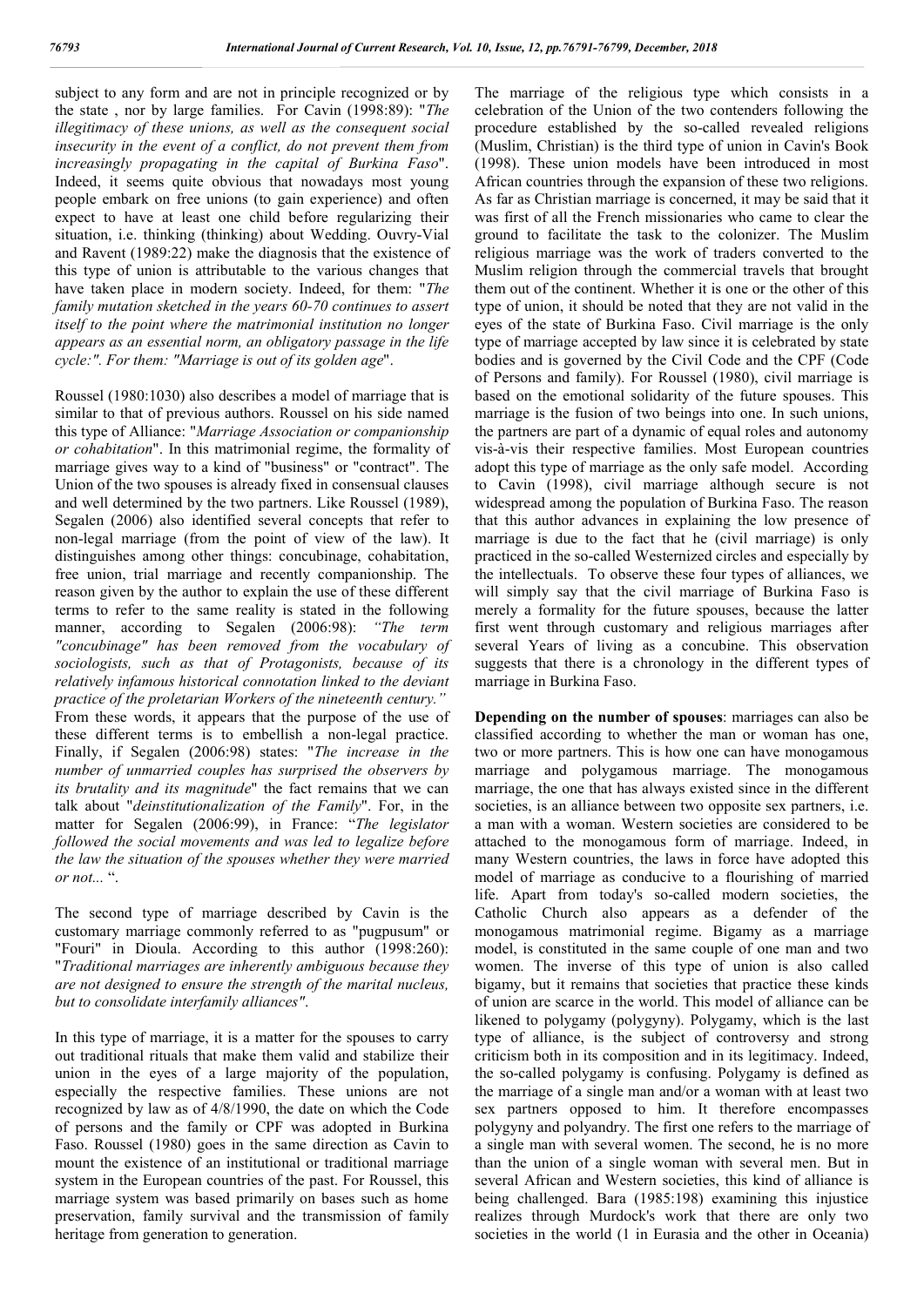subject to any form and are not in principle recognized or by the state , nor by large families. For Cavin (1998:89): "*The illegitimacy of these unions, as well as the consequent social insecurity in the event of a conflict, do not prevent them from increasingly propagating in the capital of Burkina Faso*". Indeed, it seems quite obvious that nowadays most young people embark on free unions (to gain experience) and often expect to have at least one child before regularizing their situation, i.e. thinking (thinking) about Wedding. Ouvry-Vial and Ravent (1989:22) make the diagnosis that the existence of this type of union is attributable to the various changes that have taken place in modern society. Indeed, for them: "*The family mutation sketched in the years 60-70 continues to assert itself to the point where the matrimonial institution no longer appears as an essential norm, an obligatory passage in the life cycle:". For them: "Marriage is out of its golden age*".

Roussel (1980:1030) also describes a model of marriage that is similar to that of previous authors. Roussel on his side named this type of Alliance: "*Marriage Association or companionship or cohabitation*". In this matrimonial regime, the formality of marriage gives way to a kind of "business" or "contract". The Union of the two spouses is already fixed in consensual clauses and well determined by the two partners. Like Roussel (1989), Segalen (2006) also identified several concepts that refer to non-legal marriage (from the point of view of the law). It distinguishes among other things: concubinage, cohabitation, free union, trial marriage and recently companionship. The reason given by the author to explain the use of these different terms to refer to the same reality is stated in the following manner, according to Segalen (2006:98): *"The term "concubinage" has been removed from the vocabulary of sociologists, such as that of Protagonists, because of its relatively infamous historical connotation linked to the deviant practice of the proletarian Workers of the nineteenth century."* From these words, it appears that the purpose of the use of these different terms is to embellish a non-legal practice. Finally, if Segalen (2006:98) states: "*The increase in the number of unmarried couples has surprised the observers by its brutality and its magnitude*" the fact remains that we can talk about "*deinstitutionalization of the Family*". For, in the matter for Segalen (2006:99), in France: "*The legislator followed the social movements and was led to legalize before the law the situation of the spouses whether they were married or not...* ".

The second type of marriage described by Cavin is the customary marriage commonly referred to as "pugpusum" or "Fouri" in Dioula. According to this author (1998:260): "*Traditional marriages are inherently ambiguous because they are not designed to ensure the strength of the marital nucleus, but to consolidate interfamily alliances"*.

In this type of marriage, it is a matter for the spouses to carry out traditional rituals that make them valid and stabilize their union in the eyes of a large majority of the population, especially the respective families. These unions are not recognized by law as of 4/8/1990, the date on which the Code of persons and the family or CPF was adopted in Burkina Faso. Roussel (1980) goes in the same direction as Cavin to mount the existence of an institutional or traditional marriage system in the European countries of the past. For Roussel, this marriage system was based primarily on bases such as home preservation, family survival and the transmission of family heritage from generation to generation.

The marriage of the religious type which consists in a celebration of the Union of the two contenders following the procedure established by the so-called revealed religions (Muslim, Christian) is the third type of union in Cavin's Book (1998). These union models have been introduced in most African countries through the expansion of these two religions. As far as Christian marriage is concerned, it may be said that it was first of all the French missionaries who came to clear the ground to facilitate the task to the colonizer. The Muslim religious marriage was the work of traders converted to the Muslim religion through the commercial travels that brought them out of the continent. Whether it is one or the other of this type of union, it should be noted that they are not valid in the eyes of the state of Burkina Faso. Civil marriage is the only type of marriage accepted by law since it is celebrated by state bodies and is governed by the Civil Code and the CPF (Code of Persons and family). For Roussel (1980), civil marriage is based on the emotional solidarity of the future spouses. This marriage is the fusion of two beings into one. In such unions, the partners are part of a dynamic of equal roles and autonomy vis-à-vis their respective families. Most European countries adopt this type of marriage as the only safe model. According to Cavin (1998), civil marriage although secure is not widespread among the population of Burkina Faso. The reason that this author advances in explaining the low presence of marriage is due to the fact that he (civil marriage) is only practiced in the so-called Westernized circles and especially by the intellectuals. To observe these four types of alliances, we will simply say that the civil marriage of Burkina Faso is merely a formality for the future spouses, because the latter first went through customary and religious marriages after several Years of living as a concubine. This observation suggests that there is a chronology in the different types of marriage in Burkina Faso.

**Depending on the number of spouses**: marriages can also be classified according to whether the man or woman has one, two or more partners. This is how one can have monogamous marriage and polygamous marriage. The monogamous marriage, the one that has always existed since in the different societies, is an alliance between two opposite sex partners, i.e. a man with a woman. Western societies are considered to be attached to the monogamous form of marriage. Indeed, in many Western countries, the laws in force have adopted this model of marriage as conducive to a flourishing of married life. Apart from today's so-called modern societies, the Catholic Church also appears as a defender of the monogamous matrimonial regime. Bigamy as a marriage model, is constituted in the same couple of one man and two women. The inverse of this type of union is also called bigamy, but it remains that societies that practice these kinds of union are scarce in the world. This model of alliance can be likened to polygamy (polygyny). Polygamy, which is the last type of alliance, is the subject of controversy and strong criticism both in its composition and in its legitimacy. Indeed, the so-called polygamy is confusing. Polygamy is defined as the marriage of a single man and/or a woman with at least two sex partners opposed to him. It therefore encompasses polygyny and polyandry. The first one refers to the marriage of a single man with several women. The second, he is no more than the union of a single woman with several men. But in several African and Western societies, this kind of alliance is being challenged. Bara (1985:198) examining this injustice realizes through Murdock's work that there are only two societies in the world (1 in Eurasia and the other in Oceania)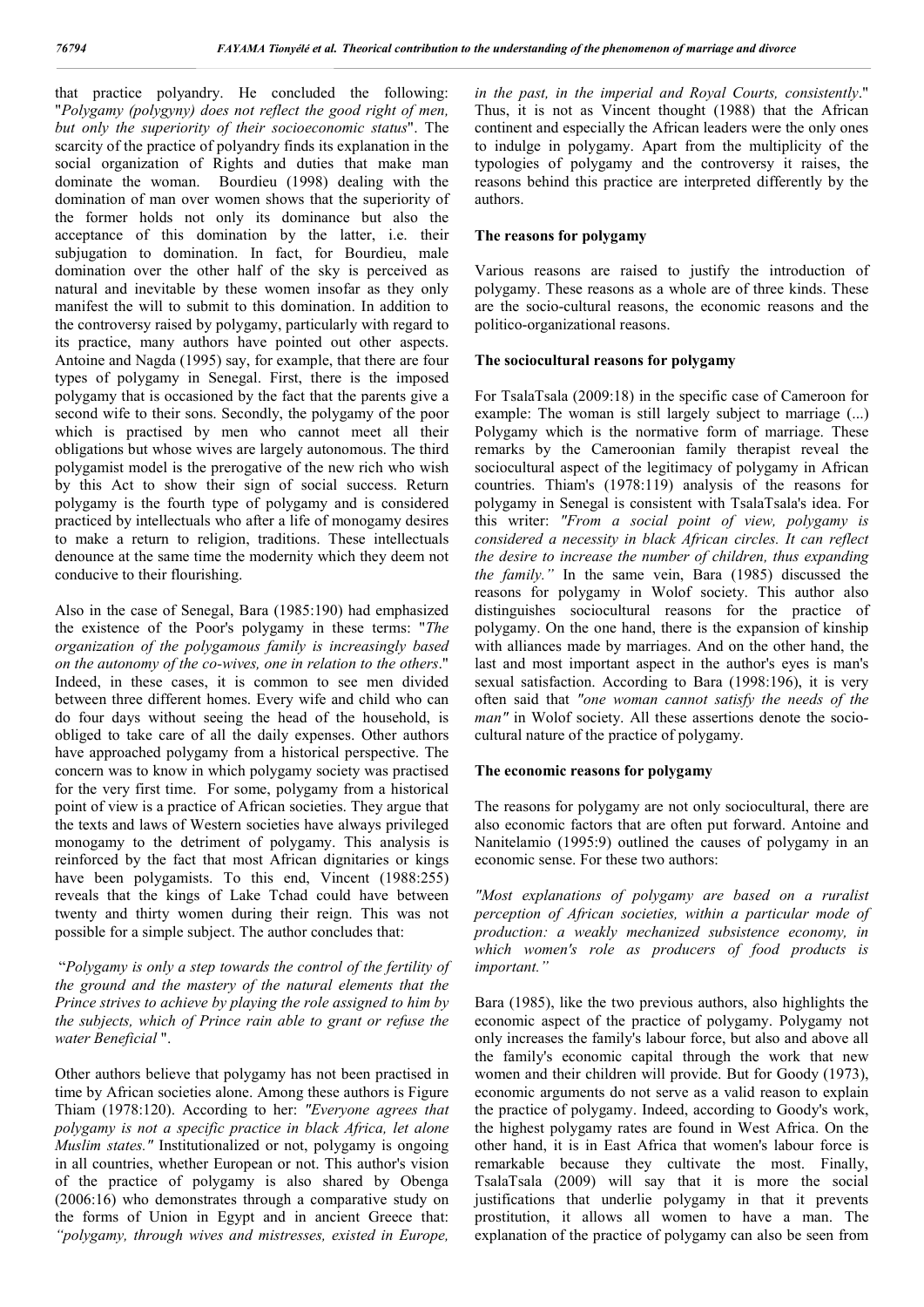that practice polyandry. He concluded the following: "*Polygamy (polygyny) does not reflect the good right of men, but only the superiority of their socioeconomic status*". The scarcity of the practice of polyandry finds its explanation in the social organization of Rights and duties that make man dominate the woman. Bourdieu (1998) dealing with the domination of man over women shows that the superiority of the former holds not only its dominance but also the acceptance of this domination by the latter, i.e. their subjugation to domination. In fact, for Bourdieu, male domination over the other half of the sky is perceived as natural and inevitable by these women insofar as they only manifest the will to submit to this domination. In addition to the controversy raised by polygamy, particularly with regard to its practice, many authors have pointed out other aspects. Antoine and Nagda (1995) say, for example, that there are four types of polygamy in Senegal. First, there is the imposed polygamy that is occasioned by the fact that the parents give a second wife to their sons. Secondly, the polygamy of the poor which is practised by men who cannot meet all their obligations but whose wives are largely autonomous. The third polygamist model is the prerogative of the new rich who wish by this Act to show their sign of social success. Return polygamy is the fourth type of polygamy and is considered practiced by intellectuals who after a life of monogamy desires to make a return to religion, traditions. These intellectuals denounce at the same time the modernity which they deem not conducive to their flourishing.

Also in the case of Senegal, Bara (1985:190) had emphasized the existence of the Poor's polygamy in these terms: "*The organization of the polygamous family is increasingly based on the autonomy of the co-wives, one in relation to the others*." Indeed, in these cases, it is common to see men divided between three different homes. Every wife and child who can do four days without seeing the head of the household, is obliged to take care of all the daily expenses. Other authors have approached polygamy from a historical perspective. The concern was to know in which polygamy society was practised for the very first time. For some, polygamy from a historical point of view is a practice of African societies. They argue that the texts and laws of Western societies have always privileged monogamy to the detriment of polygamy. This analysis is reinforced by the fact that most African dignitaries or kings have been polygamists. To this end, Vincent (1988:255) reveals that the kings of Lake Tchad could have between twenty and thirty women during their reign. This was not possible for a simple subject. The author concludes that:

"*Polygamy is only a step towards the control of the fertility of the ground and the mastery of the natural elements that the Prince strives to achieve by playing the role assigned to him by the subjects, which of Prince rain able to grant or refuse the water Beneficial* ".

Other authors believe that polygamy has not been practised in time by African societies alone. Among these authors is Figure Thiam (1978:120). According to her: *"Everyone agrees that polygamy is not a specific practice in black Africa, let alone Muslim states."* Institutionalized or not, polygamy is ongoing in all countries, whether European or not. This author's vision of the practice of polygamy is also shared by Obenga (2006:16) who demonstrates through a comparative study on the forms of Union in Egypt and in ancient Greece that: *"polygamy, through wives and mistresses, existed in Europe, in the past, in the imperial and Royal Courts, consistently*." Thus, it is not as Vincent thought (1988) that the African continent and especially the African leaders were the only ones to indulge in polygamy. Apart from the multiplicity of the typologies of polygamy and the controversy it raises, the reasons behind this practice are interpreted differently by the authors.

### The reasons for polygamy

Various reasons are raised to justify the introduction of polygamy. These reasons as a whole are of three kinds. These are the socio-cultural reasons, the economic reasons and the politico-organizational reasons.

### The sociocultural reasons for polygamy

For TsalaTsala (2009:18) in the specific case of Cameroon for example: The woman is still largely subject to marriage (...) Polygamy which is the normative form of marriage. These remarks by the Cameroonian family therapist reveal the sociocultural aspect of the legitimacy of polygamy in African countries. Thiam's (1978:119) analysis of the reasons for polygamy in Senegal is consistent with TsalaTsala's idea. For this writer: *"From a social point of view, polygamy is considered a necessity in black African circles. It can reflect the desire to increase the number of children, thus expanding the family."* In the same vein, Bara (1985) discussed the reasons for polygamy in Wolof society. This author also distinguishes sociocultural reasons for the practice of polygamy. On the one hand, there is the expansion of kinship with alliances made by marriages. And on the other hand, the last and most important aspect in the author's eyes is man's sexual satisfaction. According to Bara (1998:196), it is very often said that *"one woman cannot satisfy the needs of the man"* in Wolof society. All these assertions denote the socio-cultural nature of the practice of polygamy.

### The economic reasons for polygamy

The reasons for polygamy are not only sociocultural, there are also economic factors that are often put forward. Antoine and Nanitelamio (1995:9) outlined the causes of polygamy in an economic sense. For these two authors:

*"Most explanations of polygamy are based on a ruralist perception of African societies, within a particular mode of production: a weakly mechanized subsistence economy, in which women's role as producers of food products is important."*

Bara (1985), like the two previous authors, also highlights the economic aspect of the practice of polygamy. Polygamy not only increases the family's labour force, but also and above all the family's economic capital through the work that new women and their children will provide. But for Goody (1973), economic arguments do not serve as a valid reason to explain the practice of polygamy. Indeed, according to Goody's work, the highest polygamy rates are found in West Africa. On the other hand, it is in East Africa that women's labour force is remarkable because they cultivate the most. Finally, TsalaTsala (2009) will say that it is more the social justifications that underlie polygamy in that it prevents prostitution, it allows all women to have a man. The explanation of the practice of polygamy can also be seen from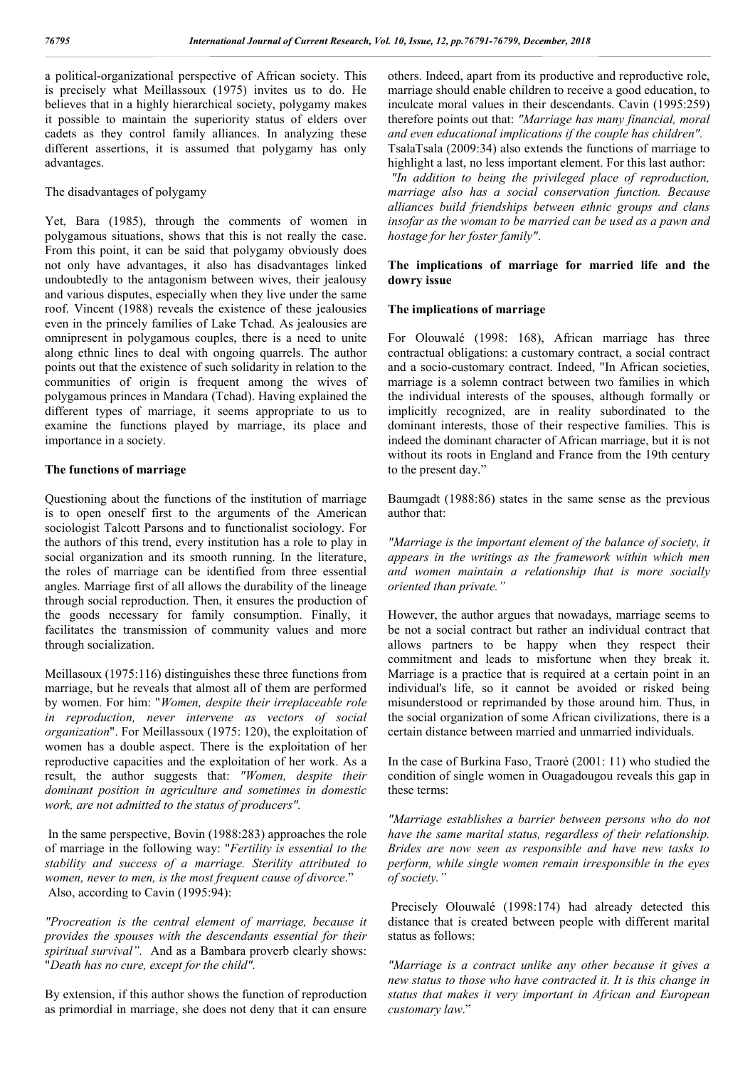a political-organizational perspective of African society. This is precisely what Meillassoux (1975) invites us to do. He believes that in a highly hierarchical society, polygamy makes it possible to maintain the superiority status of elders over cadets as they control family alliances. In analyzing these different assertions, it is assumed that polygamy has only advantages.

The disadvantages of polygamy

Yet, Bara (1985), through the comments of women in polygamous situations, shows that this is not really the case. From this point, it can be said that polygamy obviously does not only have advantages, it also has disadvantages linked undoubtedly to the antagonism between wives, their jealousy and various disputes, especially when they live under the same roof. Vincent (1988) reveals the existence of these jealousies even in the princely families of Lake Tchad. As jealousies are omnipresent in polygamous couples, there is a need to unite along ethnic lines to deal with ongoing quarrels. The author points out that the existence of such solidarity in relation to the communities of origin is frequent among the wives of polygamous princes in Mandara (Tchad). Having explained the different types of marriage, it seems appropriate to us to examine the functions played by marriage, its place and importance in a society.

## The functions of marriage

Questioning about the functions of the institution of marriage is to open oneself first to the arguments of the American sociologist Talcott Parsons and to functionalist sociology. For the authors of this trend, every institution has a role to play in social organization and its smooth running. In the literature, the roles of marriage can be identified from three essential angles. Marriage first of all allows the durability of the lineage through social reproduction. Then, it ensures the production of the goods necessary for family consumption. Finally, it facilitates the transmission of community values and more through socialization.

Meillasoux (1975:116) distinguishes these three functions from marriage, but he reveals that almost all of them are performed by women. For him: "*Women, despite their irreplaceable role in reproduction, never intervene as vectors of social organization*". For Meillassoux (1975: 120), the exploitation of women has a double aspect. There is the exploitation of her reproductive capacities and the exploitation of her work. As a result, the author suggests that: *"Women, despite their dominant position in agriculture and sometimes in domestic work, are not admitted to the status of producers".*

In the same perspective, Bovin (1988:283) approaches the role of marriage in the following way: "*Fertility is essential to the stability and success of a marriage. Sterility attributed to women, never to men, is the most frequent cause of divorce*."
Also, according to Cavin (1995:94):

*"Procreation is the central element of marriage, because it provides the spouses with the descendants essential for their spiritual survival".* And as a Bambara proverb clearly shows: "*Death has no cure, except for the child".*

By extension, if this author shows the function of reproduction as primordial in marriage, she does not deny that it can ensure others. Indeed, apart from its productive and reproductive role, marriage should enable children to receive a good education, to inculcate moral values in their descendants. Cavin (1995:259) therefore points out that: *"Marriage has many financial, moral and even educational implications if the couple has children".*
TsalaTsala (2009:34) also extends the functions of marriage to highlight a last, no less important element. For this last author:
*"In addition to being the privileged place of reproduction, marriage also has a social conservation function. Because alliances build friendships between ethnic groups and clans insofar as the woman to be married can be used as a pawn and hostage for her foster family".*

## The implications of marriage for married life and the dowry issue

### The implications of marriage

For Olouwalé (1998: 168), African marriage has three contractual obligations: a customary contract, a social contract and a socio-customary contract. Indeed, "In African societies, marriage is a solemn contract between two families in which the individual interests of the spouses, although formally or implicitly recognized, are in reality subordinated to the dominant interests, those of their respective families. This is indeed the dominant character of African marriage, but it is not without its roots in England and France from the 19th century to the present day."

Baumgadt (1988:86) states in the same sense as the previous author that:

*"Marriage is the important element of the balance of society, it appears in the writings as the framework within which men and women maintain a relationship that is more socially oriented than private."*

However, the author argues that nowadays, marriage seems to be not a social contract but rather an individual contract that allows partners to be happy when they respect their commitment and leads to misfortune when they break it. Marriage is a practice that is required at a certain point in an individual's life, so it cannot be avoided or risked being misunderstood or reprimanded by those around him. Thus, in the social organization of some African civilizations, there is a certain distance between married and unmarried individuals.

In the case of Burkina Faso, Traoré (2001: 11) who studied the condition of single women in Ouagadougou reveals this gap in these terms:

*"Marriage establishes a barrier between persons who do not have the same marital status, regardless of their relationship. Brides are now seen as responsible and have new tasks to perform, while single women remain irresponsible in the eyes of society."*

Precisely Olouwalé (1998:174) had already detected this distance that is created between people with different marital status as follows:

*"Marriage is a contract unlike any other because it gives a new status to those who have contracted it. It is this change in status that makes it very important in African and European customary law*."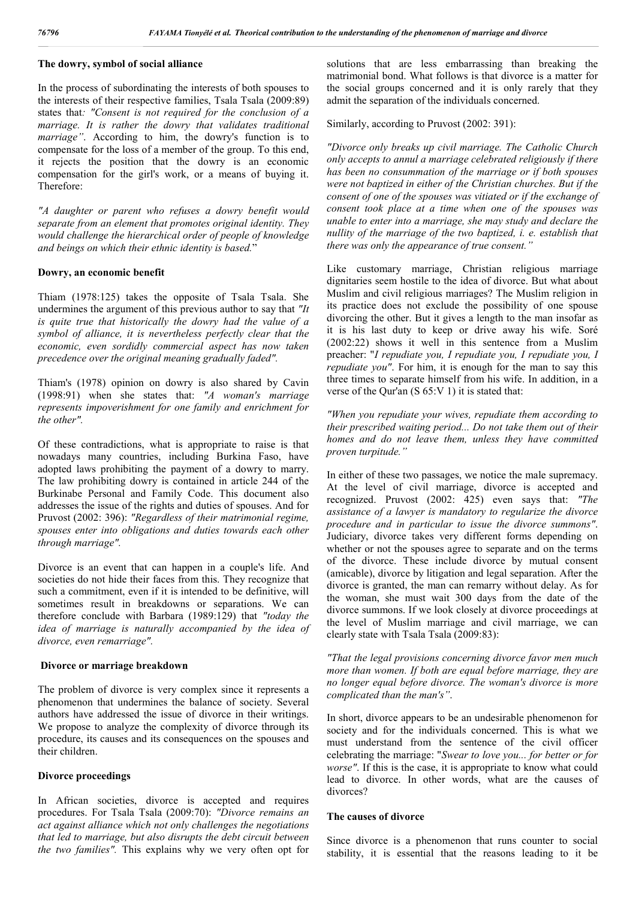### The dowry, symbol of social alliance

In the process of subordinating the interests of both spouses to the interests of their respective families, Tsala Tsala (2009:89) states that*: "Consent is not required for the conclusion of a marriage. It is rather the dowry that validates traditional marriage"*. According to him, the dowry's function is to compensate for the loss of a member of the group. To this end, it rejects the position that the dowry is an economic compensation for the girl's work, or a means of buying it. Therefore:

*"A daughter or parent who refuses a dowry benefit would separate from an element that promotes original identity. They would challenge the hierarchical order of people of knowledge and beings on which their ethnic identity is based.*"

### Dowry, an economic benefit

Thiam (1978:125) takes the opposite of Tsala Tsala. She undermines the argument of this previous author to say that *"It is quite true that historically the dowry had the value of a symbol of alliance, it is nevertheless perfectly clear that the economic, even sordidly commercial aspect has now taken precedence over the original meaning gradually faded".*

Thiam's (1978) opinion on dowry is also shared by Cavin (1998:91) when she states that: *"A woman's marriage represents impoverishment for one family and enrichment for the other".*

Of these contradictions, what is appropriate to raise is that nowadays many countries, including Burkina Faso, have adopted laws prohibiting the payment of a dowry to marry. The law prohibiting dowry is contained in article 244 of the Burkinabe Personal and Family Code. This document also addresses the issue of the rights and duties of spouses. And for Pruvost (2002: 396): *"Regardless of their matrimonial regime, spouses enter into obligations and duties towards each other through marriage".*

Divorce is an event that can happen in a couple's life. And societies do not hide their faces from this. They recognize that such a commitment, even if it is intended to be definitive, will sometimes result in breakdowns or separations. We can therefore conclude with Barbara (1989:129) that *"today the idea of marriage is naturally accompanied by the idea of divorce, even remarriage".*

### Divorce or marriage breakdown

The problem of divorce is very complex since it represents a phenomenon that undermines the balance of society. Several authors have addressed the issue of divorce in their writings. We propose to analyze the complexity of divorce through its procedure, its causes and its consequences on the spouses and their children.

### Divorce proceedings

In African societies, divorce is accepted and requires procedures. For Tsala Tsala (2009:70): *"Divorce remains an act against alliance which not only challenges the negotiations that led to marriage, but also disrupts the debt circuit between the two families".* This explains why we very often opt for solutions that are less embarrassing than breaking the matrimonial bond. What follows is that divorce is a matter for the social groups concerned and it is only rarely that they admit the separation of the individuals concerned.

Similarly, according to Pruvost (2002: 391):

*"Divorce only breaks up civil marriage. The Catholic Church only accepts to annul a marriage celebrated religiously if there has been no consummation of the marriage or if both spouses were not baptized in either of the Christian churches. But if the consent of one of the spouses was vitiated or if the exchange of consent took place at a time when one of the spouses was unable to enter into a marriage, she may study and declare the nullity of the marriage of the two baptized, i. e. establish that there was only the appearance of true consent."*

Like customary marriage, Christian religious marriage dignitaries seem hostile to the idea of divorce. But what about Muslim and civil religious marriages? The Muslim religion in its practice does not exclude the possibility of one spouse divorcing the other. But it gives a length to the man insofar as it is his last duty to keep or drive away his wife. Soré (2002:22) shows it well in this sentence from a Muslim preacher: "*I repudiate you, I repudiate you, I repudiate you, I repudiate you"*. For him, it is enough for the man to say this three times to separate himself from his wife. In addition, in a verse of the Qur'an (S 65:V 1) it is stated that:

*"When you repudiate your wives, repudiate them according to their prescribed waiting period... Do not take them out of their homes and do not leave them, unless they have committed proven turpitude."*

In either of these two passages, we notice the male supremacy. At the level of civil marriage, divorce is accepted and recognized. Pruvost (2002: 425) even says that: *"The assistance of a lawyer is mandatory to regularize the divorce procedure and in particular to issue the divorce summons"*. Judiciary, divorce takes very different forms depending on whether or not the spouses agree to separate and on the terms of the divorce. These include divorce by mutual consent (amicable), divorce by litigation and legal separation. After the divorce is granted, the man can remarry without delay. As for the woman, she must wait 300 days from the date of the divorce summons. If we look closely at divorce proceedings at the level of Muslim marriage and civil marriage, we can clearly state with Tsala Tsala (2009:83):

*"That the legal provisions concerning divorce favor men much more than women. If both are equal before marriage, they are no longer equal before divorce. The woman's divorce is more complicated than the man's"*.

In short, divorce appears to be an undesirable phenomenon for society and for the individuals concerned. This is what we must understand from the sentence of the civil officer celebrating the marriage: "*Swear to love you... for better or for worse"*. If this is the case, it is appropriate to know what could lead to divorce. In other words, what are the causes of divorces?

### The causes of divorce

Since divorce is a phenomenon that runs counter to social stability, it is essential that the reasons leading to it be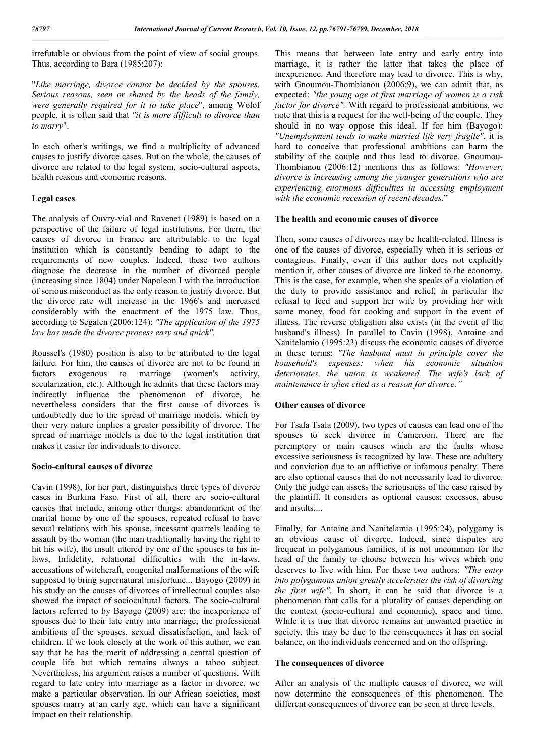irrefutable or obvious from the point of view of social groups. Thus, according to Bara (1985:207):

"*Like marriage, divorce cannot be decided by the spouses. Serious reasons, seen or shared by the heads of the family, were generally required for it to take place*", among Wolof people, it is often said that *"it is more difficult to divorce than to marry*".

In each other's writings, we find a multiplicity of advanced causes to justify divorce cases. But on the whole, the causes of divorce are related to the legal system, socio-cultural aspects, health reasons and economic reasons.

### Legal cases

The analysis of Ouvry-vial and Ravenet (1989) is based on a perspective of the failure of legal institutions. For them, the causes of divorce in France are attributable to the legal institution which is constantly bending to adapt to the requirements of new couples. Indeed, these two authors diagnose the decrease in the number of divorced people (increasing since 1804) under Napoleon I with the introduction of serious misconduct as the only reason to justify divorce. But the divorce rate will increase in the 1966's and increased considerably with the enactment of the 1975 law. Thus, according to Segalen (2006:124): *"The application of the 1975 law has made the divorce process easy and quick".*

Roussel's (1980) position is also to be attributed to the legal failure. For him, the causes of divorce are not to be found in factors exogenous to marriage (women's activity, secularization, etc.). Although he admits that these factors may indirectly influence the phenomenon of divorce, he nevertheless considers that the first cause of divorces is undoubtedly due to the spread of marriage models, which by their very nature implies a greater possibility of divorce. The spread of marriage models is due to the legal institution that makes it easier for individuals to divorce.

### Socio-cultural causes of divorce

Cavin (1998), for her part, distinguishes three types of divorce cases in Burkina Faso. First of all, there are socio-cultural causes that include, among other things: abandonment of the marital home by one of the spouses, repeated refusal to have sexual relations with his spouse, incessant quarrels leading to assault by the woman (the man traditionally having the right to hit his wife), the insult uttered by one of the spouses to his in-laws, Infidelity, relational difficulties with the in-laws, accusations of witchcraft, congenital malformations of the wife supposed to bring supernatural misfortune... Bayogo (2009) in his study on the causes of divorces of intellectual couples also showed the impact of sociocultural factors. The socio-cultural factors referred to by Bayogo (2009) are: the inexperience of spouses due to their late entry into marriage; the professional ambitions of the spouses, sexual dissatisfaction, and lack of children. If we look closely at the work of this author, we can say that he has the merit of addressing a central question of couple life but which remains always a taboo subject. Nevertheless, his argument raises a number of questions. With regard to late entry into marriage as a factor in divorce, we make a particular observation. In our African societies, most spouses marry at an early age, which can have a significant impact on their relationship.

This means that between late entry and early entry into marriage, it is rather the latter that takes the place of inexperience. And therefore may lead to divorce. This is why, with Gnoumou-Thombianou (2006:9), we can admit that, as expected: *"the young age at first marriage of women is a risk factor for divorce".* With regard to professional ambitions, we note that this is a request for the well-being of the couple. They should in no way oppose this ideal. If for him (Bayogo): *"Unemployment tends to make married life very fragile"*, it is hard to conceive that professional ambitions can harm the stability of the couple and thus lead to divorce. Gnoumou-Thombianou (2006:12) mentions this as follows: *"However, divorce is increasing among the younger generations who are experiencing enormous difficulties in accessing employment with the economic recession of recent decades*."

### The health and economic causes of divorce

Then, some causes of divorces may be health-related. Illness is one of the causes of divorce, especially when it is serious or contagious. Finally, even if this author does not explicitly mention it, other causes of divorce are linked to the economy. This is the case, for example, when she speaks of a violation of the duty to provide assistance and relief, in particular the refusal to feed and support her wife by providing her with some money, food for cooking and support in the event of illness. The reverse obligation also exists (in the event of the husband's illness). In parallel to Cavin (1998), Antoine and Nanitelamio (1995:23) discuss the economic causes of divorce in these terms: *"The husband must in principle cover the household's expenses: when his economic situation deteriorates, the union is weakened. The wife's lack of maintenance is often cited as a reason for divorce."*

### Other causes of divorce

For Tsala Tsala (2009), two types of causes can lead one of the spouses to seek divorce in Cameroon. There are the peremptory or main causes which are the faults whose excessive seriousness is recognized by law. These are adultery and conviction due to an afflictive or infamous penalty. There are also optional causes that do not necessarily lead to divorce. Only the judge can assess the seriousness of the case raised by the plaintiff. It considers as optional causes: excesses, abuse and insults....

Finally, for Antoine and Nanitelamio (1995:24), polygamy is an obvious cause of divorce. Indeed, since disputes are frequent in polygamous families, it is not uncommon for the head of the family to choose between his wives which one deserves to live with him. For these two authors: *"The entry into polygamous union greatly accelerates the risk of divorcing the first wife"*. In short, it can be said that divorce is a phenomenon that calls for a plurality of causes depending on the context (socio-cultural and economic), space and time. While it is true that divorce remains an unwanted practice in society, this may be due to the consequences it has on social balance, on the individuals concerned and on the offspring.

### The consequences of divorce

After an analysis of the multiple causes of divorce, we will now determine the consequences of this phenomenon. The different consequences of divorce can be seen at three levels.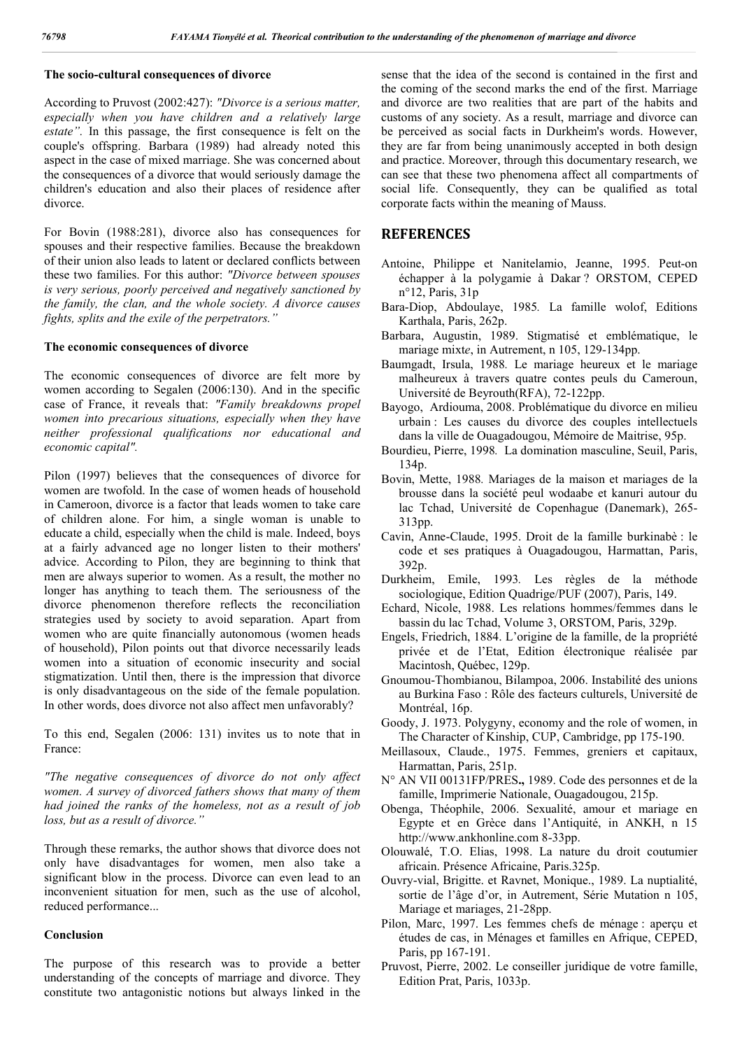### The socio-cultural consequences of divorce

According to Pruvost (2002:427): *"Divorce is a serious matter, especially when you have children and a relatively large estate"*. In this passage, the first consequence is felt on the couple's offspring. Barbara (1989) had already noted this aspect in the case of mixed marriage. She was concerned about the consequences of a divorce that would seriously damage the children's education and also their places of residence after divorce.

For Bovin (1988:281), divorce also has consequences for spouses and their respective families. Because the breakdown of their union also leads to latent or declared conflicts between these two families. For this author: *"Divorce between spouses is very serious, poorly perceived and negatively sanctioned by the family, the clan, and the whole society. A divorce causes fights, splits and the exile of the perpetrators."*

### The economic consequences of divorce

The economic consequences of divorce are felt more by women according to Segalen (2006:130). And in the specific case of France, it reveals that: *"Family breakdowns propel women into precarious situations, especially when they have neither professional qualifications nor educational and economic capital".*

Pilon (1997) believes that the consequences of divorce for women are twofold. In the case of women heads of household in Cameroon, divorce is a factor that leads women to take care of children alone. For him, a single woman is unable to educate a child, especially when the child is male. Indeed, boys at a fairly advanced age no longer listen to their mothers' advice. According to Pilon, they are beginning to think that men are always superior to women. As a result, the mother no longer has anything to teach them. The seriousness of the divorce phenomenon therefore reflects the reconciliation strategies used by society to avoid separation. Apart from women who are quite financially autonomous (women heads of household), Pilon points out that divorce necessarily leads women into a situation of economic insecurity and social stigmatization. Until then, there is the impression that divorce is only disadvantageous on the side of the female population. In other words, does divorce not also affect men unfavorably?

To this end, Segalen (2006: 131) invites us to note that in France:

*"The negative consequences of divorce do not only affect women. A survey of divorced fathers shows that many of them had joined the ranks of the homeless, not as a result of job loss, but as a result of divorce."*

Through these remarks, the author shows that divorce does not only have disadvantages for women, men also take a significant blow in the process. Divorce can even lead to an inconvenient situation for men, such as the use of alcohol, reduced performance...

### Conclusion

The purpose of this research was to provide a better understanding of the concepts of marriage and divorce. They constitute two antagonistic notions but always linked in the sense that the idea of the second is contained in the first and the coming of the second marks the end of the first. Marriage and divorce are two realities that are part of the habits and customs of any society. As a result, marriage and divorce can be perceived as social facts in Durkheim's words. However, they are far from being unanimously accepted in both design and practice. Moreover, through this documentary research, we can see that these two phenomena affect all compartments of social life. Consequently, they can be qualified as total corporate facts within the meaning of Mauss.

## REFERENCES

Antoine, Philippe et Nanitelamio, Jeanne, 1995. Peut-on échapper à la polygamie à Dakar ? ORSTOM, CEPED n°12, Paris, 31p

Bara-Diop, Abdoulaye, 1985. La famille wolof, Editions Karthala, Paris, 262p.

Barbara, Augustin, 1989. Stigmatisé et emblématique, le mariage mixte, in Autrement, n 105, 129-134pp.

Baumgadt, Irsula, 1988. Le mariage heureux et le mariage malheureux à travers quatre contes peuls du Cameroun, Université de Beyrouth(RFA), 72-122pp.

Bayogo, Ardiouma, 2008. Problématique du divorce en milieu urbain : Les causes du divorce des couples intellectuels dans la ville de Ouagadougou, Mémoire de Maitrise, 95p.

Bourdieu, Pierre, 1998. La domination masculine, Seuil, Paris, 134p.

Bovin, Mette, 1988. Mariages de la maison et mariages de la brousse dans la société peul wodaabe et kanuri autour du lac Tchad, Université de Copenhague (Danemark), 265-313pp.

Cavin, Anne-Claude, 1995. Droit de la famille burkinabè : le code et ses pratiques à Ouagadougou, Harmattan, Paris, 392p.

Durkheim, Emile, 1993. Les règles de la méthode sociologique, Edition Quadrige/PUF (2007), Paris, 149.

Echard, Nicole, 1988. Les relations hommes/femmes dans le bassin du lac Tchad, Volume 3, ORSTOM, Paris, 329p.

Engels, Friedrich, 1884. L'origine de la famille, de la propriété privée et de l'Etat, Edition électronique réalisée par Macintosh, Québec, 129p.

Gnoumou-Thombianou, Bilampoa, 2006. Instabilité des unions au Burkina Faso : Rôle des facteurs culturels, Université de Montréal, 16p.

Goody, J. 1973. Polygyny, economy and the role of women, in The Character of Kinship, CUP, Cambridge, pp 175-190.

Meillasoux, Claude., 1975. Femmes, greniers et capitaux, Harmattan, Paris, 251p.

N° AN VII 00131FP/PRES., 1989. Code des personnes et de la famille, Imprimerie Nationale, Ouagadougou, 215p.

Obenga, Théophile, 2006. Sexualité, amour et mariage en Egypte et en Grèce dans l'Antiquité, in ANKH, n 15 http://www.ankhonline.com 8-33pp.

Olouwalé, T.O. Elias, 1998. La nature du droit coutumier africain. Présence Africaine, Paris.325p.

Ouvry-vial, Brigitte. et Ravnet, Monique., 1989. La nuptialité, sortie de l'âge d'or, in Autrement, Série Mutation n 105, Mariage et mariages, 21-28pp.

Pilon, Marc, 1997. Les femmes chefs de ménage : aperçu et études de cas, in Ménages et familles en Afrique, CEPED, Paris, pp 167-191.

Pruvost, Pierre, 2002. Le conseiller juridique de votre famille, Edition Prat, Paris, 1033p.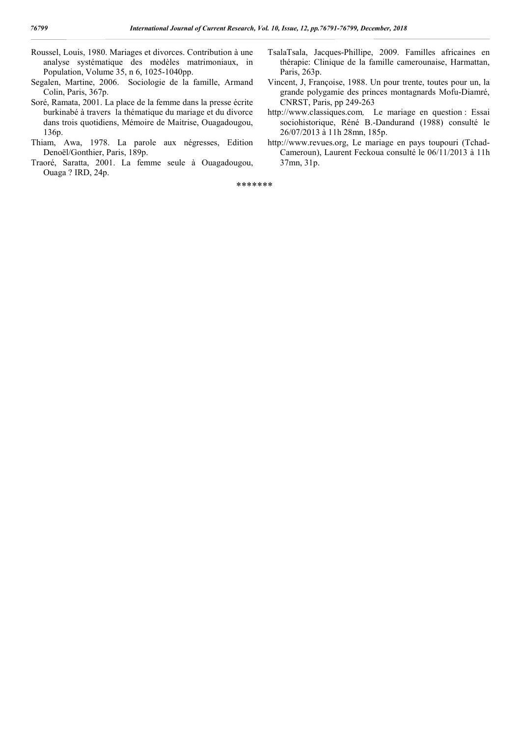Roussel, Louis, 1980. Mariages et divorces. Contribution à une analyse systématique des modèles matrimoniaux, in Population, Volume 35, n 6, 1025-1040pp.

Segalen, Martine, 2006. Sociologie de la famille, Armand Colin, Paris, 367p.

Soré, Ramata, 2001. La place de la femme dans la presse écrite burkinabé à travers la thématique du mariage et du divorce dans trois quotidiens, Mémoire de Maitrise, Ouagadougou, 136p.

Thiam, Awa, 1978. La parole aux négresses, Edition Denoël/Gonthier, Paris, 189p.

Traoré, Saratta, 2001. La femme seule à Ouagadougou, Ouaga ? IRD, 24p.

TsalaTsala, Jacques-Phillipe, 2009. Familles africaines en thérapie: Clinique de la famille camerounaise, Harmattan, Paris, 263p.

Vincent, J, Françoise, 1988. Un pour trente, toutes pour un, la grande polygamie des princes montagnards Mofu-Diamré, CNRST, Paris, pp 249-263

http://www.classiques.com, Le mariage en question : Essai sociohistorique, Réné B.-Dandurand (1988) consulté le 26/07/2013 à 11h 28mn, 185p.

http://www.revues.org, Le mariage en pays toupouri (Tchad-Cameroun), Laurent Feckoua consulté le 06/11/2013 à 11h 37mn, 31p.

*******